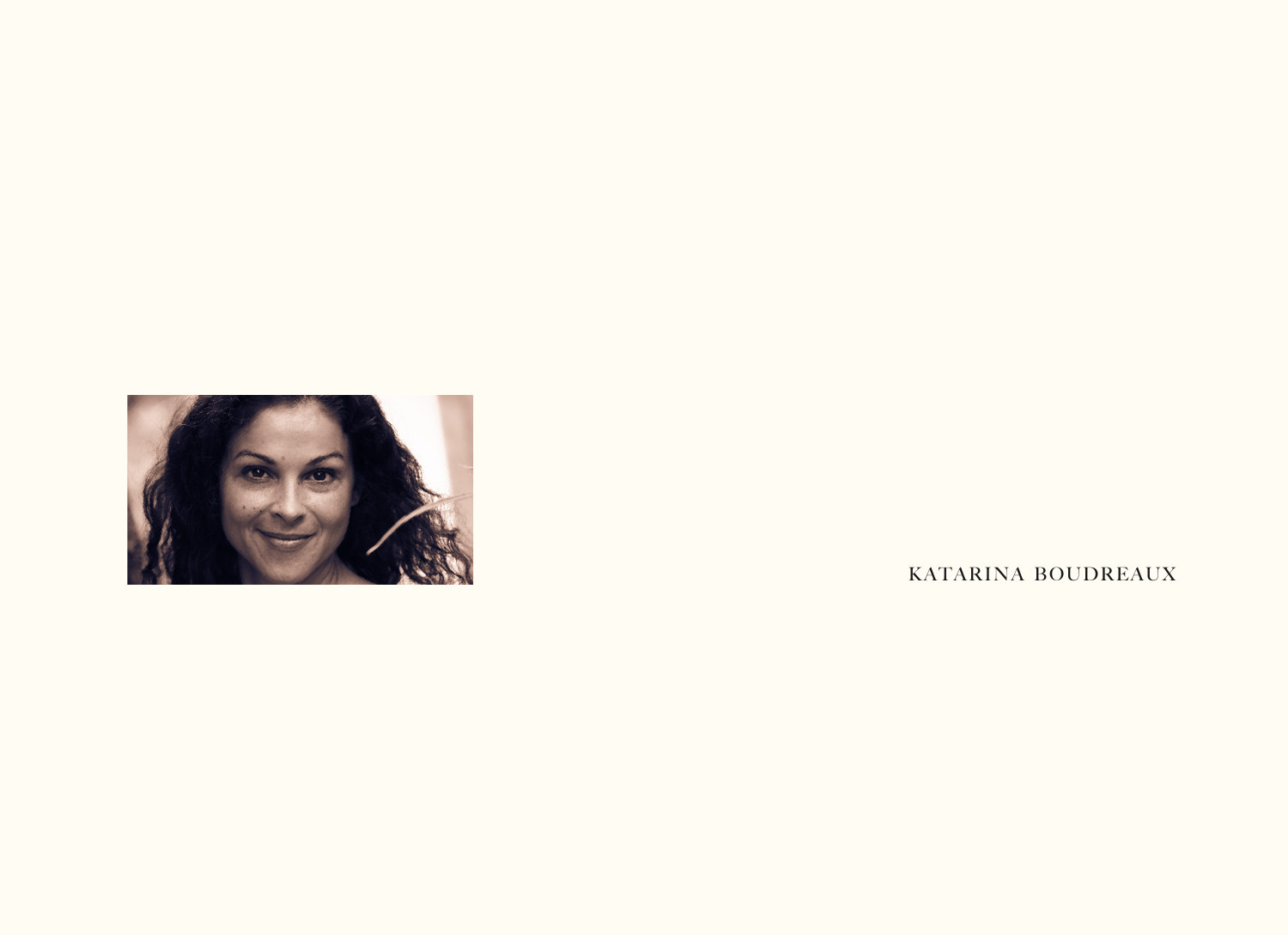KATARINA BOUDREAUX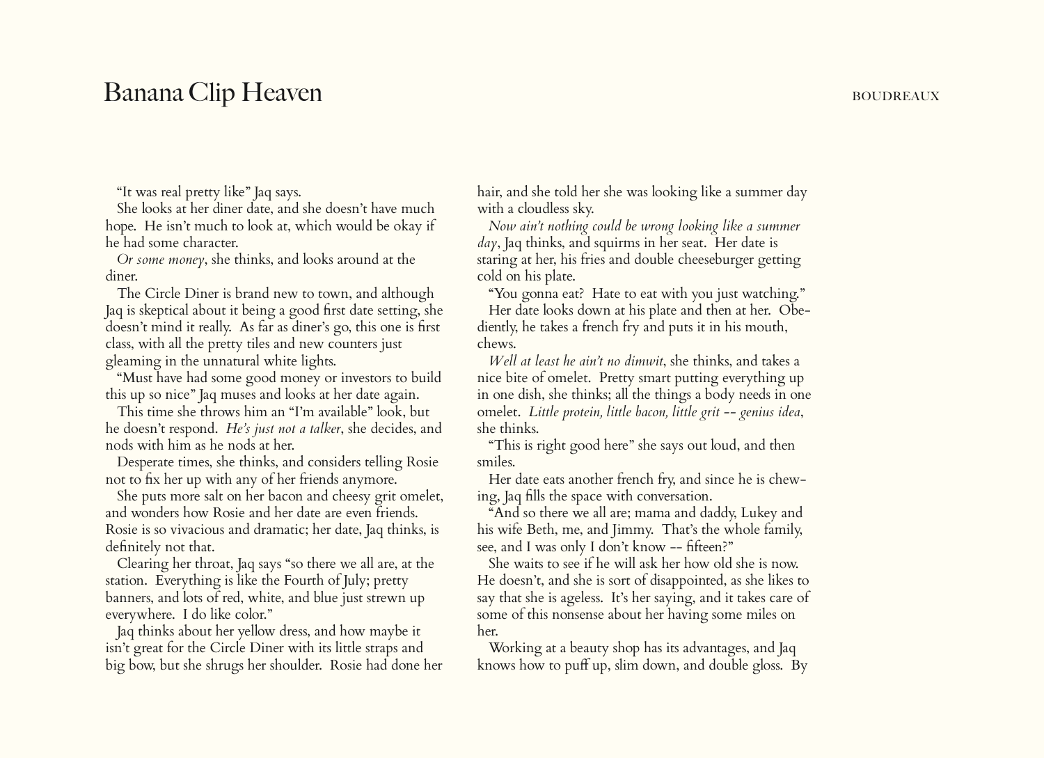"It was real pretty like" Jaq says.

She looks at her diner date, and she doesn't have much hope. He isn't much to look at, which would be okay if he had some character.

*Or some money*, she thinks, and looks around at the diner.

The Circle Diner is brand new to town, and although Jaq is skeptical about it being a good first date setting, she doesn't mind it really. As far as diner's go, this one is first class, with all the pretty tiles and new counters just gleaming in the unnatural white lights.

"Must have had some good money or investors to build this up so nice" Jaq muses and looks at her date again.

This time she throws him an "I'm available" look, but he doesn't respond. *He's just not a talker*, she decides, and nods with him as he nods at her.

Desperate times, she thinks, and considers telling Rosie not to fix her up with any of her friends anymore.

She puts more salt on her bacon and cheesy grit omelet, and wonders how Rosie and her date are even friends. Rosie is so vivacious and dramatic; her date, Jaq thinks, is definitely not that.

Clearing her throat, Jaq says "so there we all are, at the station. Everything is like the Fourth of July; pretty banners, and lots of red, white, and blue just strewn up everywhere. I do like color."

Jaq thinks about her yellow dress, and how maybe it isn't great for the Circle Diner with its little straps and big bow, but she shrugs her shoulder. Rosie had done her hair, and she told her she was looking like a summer day with a cloudless sky.

*Now ain't nothing could be wrong looking like a summer day*, Jaq thinks, and squirms in her seat. Her date is staring at her, his fries and double cheeseburger getting cold on his plate.

"You gonna eat? Hate to eat with you just watching."

Her date looks down at his plate and then at her. Obediently, he takes a french fry and puts it in his mouth, chews.

*Well at least he ain't no dimwit*, she thinks, and takes a nice bite of omelet. Pretty smart putting everything up in one dish, she thinks; all the things a body needs in one omelet. *Little protein, little bacon, little grit -- genius idea*, she thinks.

"This is right good here" she says out loud, and then smiles.

Her date eats another french fry, and since he is chewing, Jaq fills the space with conversation.

"And so there we all are; mama and daddy, Lukey and his wife Beth, me, and Jimmy. That's the whole family, see, and I was only I don't know -- fifteen?"

She waits to see if he will ask her how old she is now. He doesn't, and she is sort of disappointed, as she likes to say that she is ageless. It's her saying, and it takes care of some of this nonsense about her having some miles on her.

Working at a beauty shop has its advantages, and Jaq knows how to puff up, slim down, and double gloss. By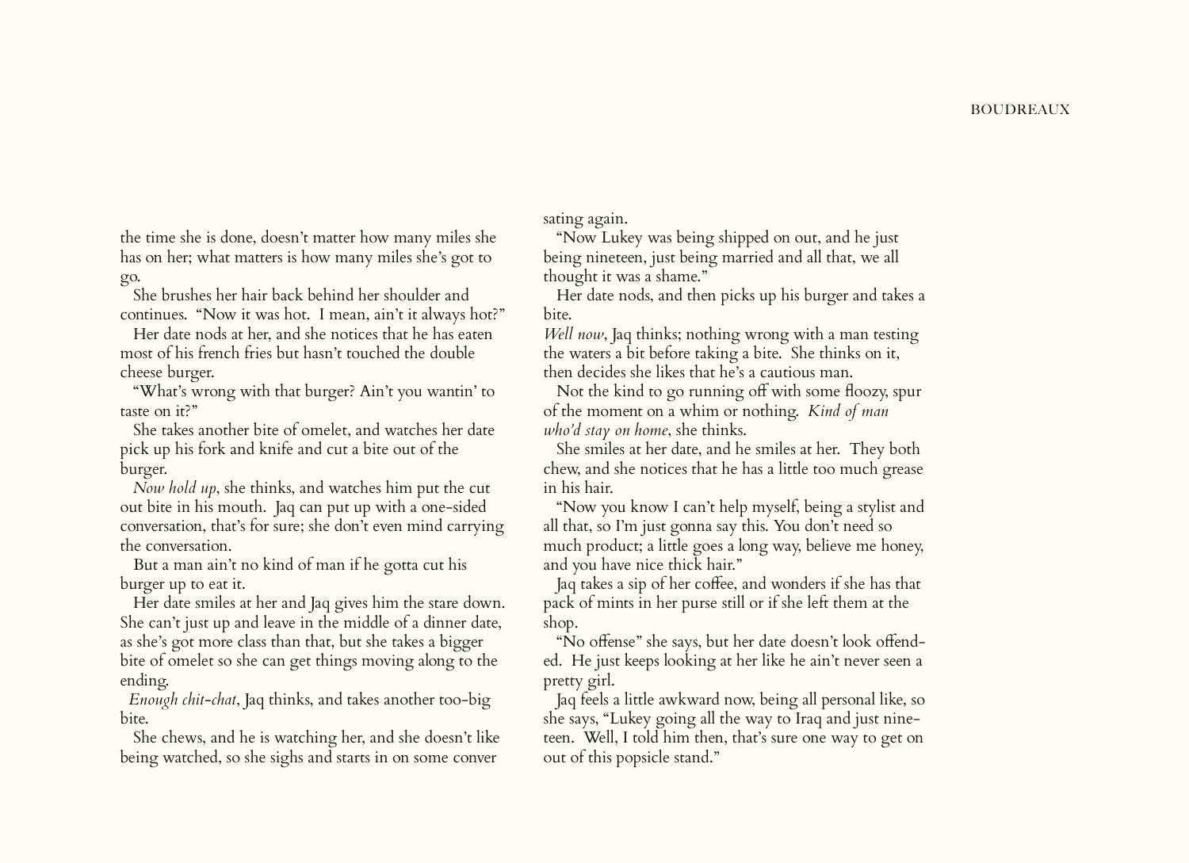the time she is done, doesn't matter how many miles she has on her; what matters is how many miles she's got to go.

She brushes her hair back behind her shoulder and continues. "Now it was hot. I mean, ain't it always hot?"

Her date nods at her, and she notices that he has eaten most of his french fries but hasn't touched the double cheese burger.

"What's wrong with that burger? Ain't you wantin' to taste on it?"

She takes another bite of omelet, and watches her date pick up his fork and knife and cut a bite out of the burger.

*Now hold up*, she thinks, and watches him put the cut out bite in his mouth. Jaq can put up with a one-sided conversation, that's for sure; she don't even mind carrying the conversation.

But a man ain't no kind of man if he gotta cut his burger up to eat it.

Her date smiles at her and Jaq gives him the stare down. She can't just up and leave in the middle of a dinner date, as she's got more class than that, but she takes a bigger bite of omelet so she can get things moving along to the ending.

*Enough chit-chat*, Jaq thinks, and takes another too-big bite.

She chews, and he is watching her, and she doesn't like being watched, so she sighs and starts in on some conversating again.

"Now Lukey was being shipped on out, and he just being nineteen, just being married and all that, we all thought it was a shame."

Her date nods, and then picks up his burger and takes a bite.

*Well now*, Jaq thinks; nothing wrong with a man testing the waters a bit before taking a bite. She thinks on it, then decides she likes that he's a cautious man.

Not the kind to go running off with some floozy, spur of the moment on a whim or nothing. *Kind of man who'd stay on home*, she thinks.

She smiles at her date, and he smiles at her. They both chew, and she notices that he has a little too much grease in his hair.

"Now you know I can't help myself, being a stylist and all that, so I'm just gonna say this. You don't need so much product; a little goes a long way, believe me honey, and you have nice thick hair."

Jaq takes a sip of her coffee, and wonders if she has that pack of mints in her purse still or if she left them at the shop.

"No offense" she says, but her date doesn't look offended. He just keeps looking at her like he ain't never seen a pretty girl.

Jaq feels a little awkward now, being all personal like, so she says, "Lukey going all the way to Iraq and just nineteen. Well, I told him then, that's sure one way to get on out of this popsicle stand."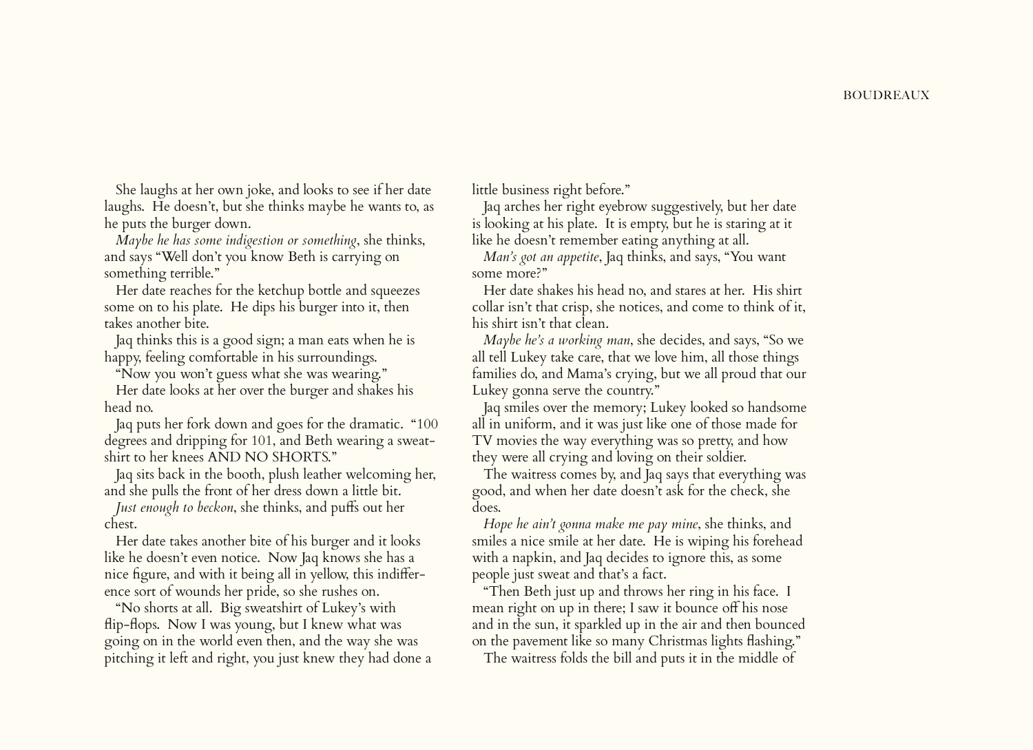She laughs at her own joke, and looks to see if her date laughs. He doesn't, but she thinks maybe he wants to, as he puts the burger down.

*Maybe he has some indigestion or something*, she thinks, and says "Well don't you know Beth is carrying on something terrible."

Her date reaches for the ketchup bottle and squeezes some on to his plate. He dips his burger into it, then takes another bite.

Jaq thinks this is a good sign; a man eats when he is happy, feeling comfortable in his surroundings.

"Now you won't guess what she was wearing."

Her date looks at her over the burger and shakes his head no.

Jaq puts her fork down and goes for the dramatic. "100 degrees and dripping for 101, and Beth wearing a sweatshirt to her knees AND NO SHORTS."

Jaq sits back in the booth, plush leather welcoming her, and she pulls the front of her dress down a little bit.

*Just enough to beckon*, she thinks, and puffs out her chest.

Her date takes another bite of his burger and it looks like he doesn't even notice. Now Jaq knows she has a nice figure, and with it being all in yellow, this indifference sort of wounds her pride, so she rushes on.

"No shorts at all. Big sweatshirt of Lukey's with flip-flops. Now I was young, but I knew what was going on in the world even then, and the way she was pitching it left and right, you just knew they had done a little business right before."

Jaq arches her right eyebrow suggestively, but her date is looking at his plate. It is empty, but he is staring at it like he doesn't remember eating anything at all.

*Man's got an appetite*, Jaq thinks, and says, "You want some more?"

Her date shakes his head no, and stares at her. His shirt collar isn't that crisp, she notices, and come to think of it, his shirt isn't that clean.

*Maybe he's a working man*, she decides, and says, "So we all tell Lukey take care, that we love him, all those things families do, and Mama's crying, but we all proud that our Lukey gonna serve the country."

Jaq smiles over the memory; Lukey looked so handsome all in uniform, and it was just like one of those made for TV movies the way everything was so pretty, and how they were all crying and loving on their soldier.

The waitress comes by, and Jaq says that everything was good, and when her date doesn't ask for the check, she does.

*Hope he ain't gonna make me pay mine*, she thinks, and smiles a nice smile at her date. He is wiping his forehead with a napkin, and Jaq decides to ignore this, as some people just sweat and that's a fact.

"Then Beth just up and throws her ring in his face. I mean right on up in there; I saw it bounce off his nose and in the sun, it sparkled up in the air and then bounced on the pavement like so many Christmas lights flashing."

The waitress folds the bill and puts it in the middle of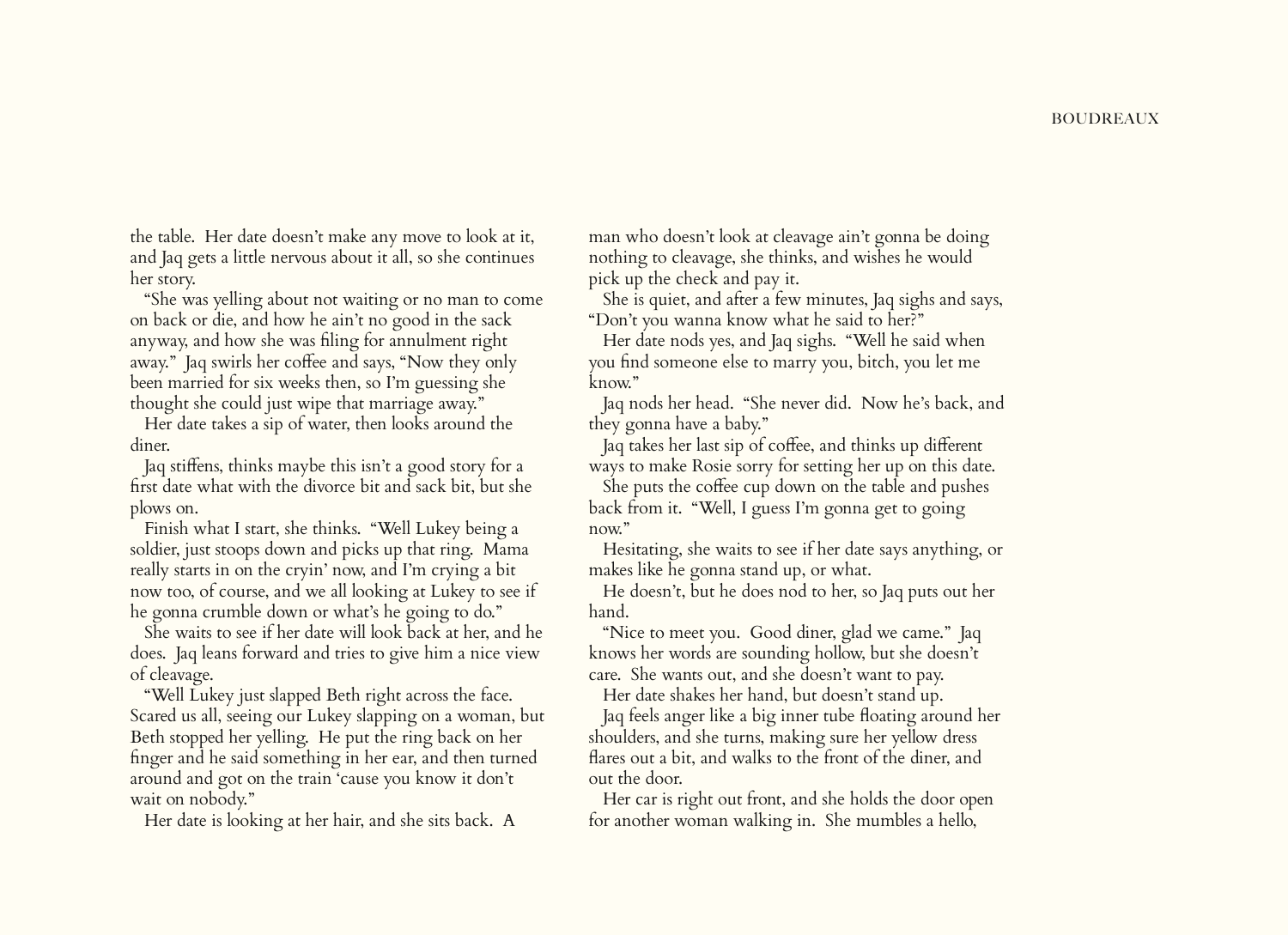the table. Her date doesn't make any move to look at it, and Jaq gets a little nervous about it all, so she continues her story.

"She was yelling about not waiting or no man to come on back or die, and how he ain't no good in the sack anyway, and how she was filing for annulment right away." Jaq swirls her coffee and says, "Now they only been married for six weeks then, so I'm guessing she thought she could just wipe that marriage away."

Her date takes a sip of water, then looks around the diner.

Jaq stiffens, thinks maybe this isn't a good story for a first date what with the divorce bit and sack bit, but she plows on.

Finish what I start, she thinks. "Well Lukey being a soldier, just stoops down and picks up that ring. Mama really starts in on the cryin' now, and I'm crying a bit now too, of course, and we all looking at Lukey to see if he gonna crumble down or what's he going to do."

She waits to see if her date will look back at her, and he does. Jaq leans forward and tries to give him a nice view of cleavage.

"Well Lukey just slapped Beth right across the face. Scared us all, seeing our Lukey slapping on a woman, but Beth stopped her yelling. He put the ring back on her finger and he said something in her ear, and then turned around and got on the train 'cause you know it don't wait on nobody."

Her date is looking at her hair, and she sits back. A man who doesn't look at cleavage ain't gonna be doing nothing to cleavage, she thinks, and wishes he would pick up the check and pay it.

She is quiet, and after a few minutes, Jaq sighs and says, "Don't you wanna know what he said to her?"

Her date nods yes, and Jaq sighs. "Well he said when you find someone else to marry you, bitch, you let me know."

Jaq nods her head. "She never did. Now he's back, and they gonna have a baby."

Jaq takes her last sip of coffee, and thinks up different ways to make Rosie sorry for setting her up on this date.

She puts the coffee cup down on the table and pushes back from it. "Well, I guess I'm gonna get to going now."

Hesitating, she waits to see if her date says anything, or makes like he gonna stand up, or what.

He doesn't, but he does nod to her, so Jaq puts out her hand.

"Nice to meet you. Good diner, glad we came." Jaq knows her words are sounding hollow, but she doesn't care. She wants out, and she doesn't want to pay.

Her date shakes her hand, but doesn't stand up.

Jaq feels anger like a big inner tube floating around her shoulders, and she turns, making sure her yellow dress flares out a bit, and walks to the front of the diner, and out the door.

Her car is right out front, and she holds the door open for another woman walking in. She mumbles a hello,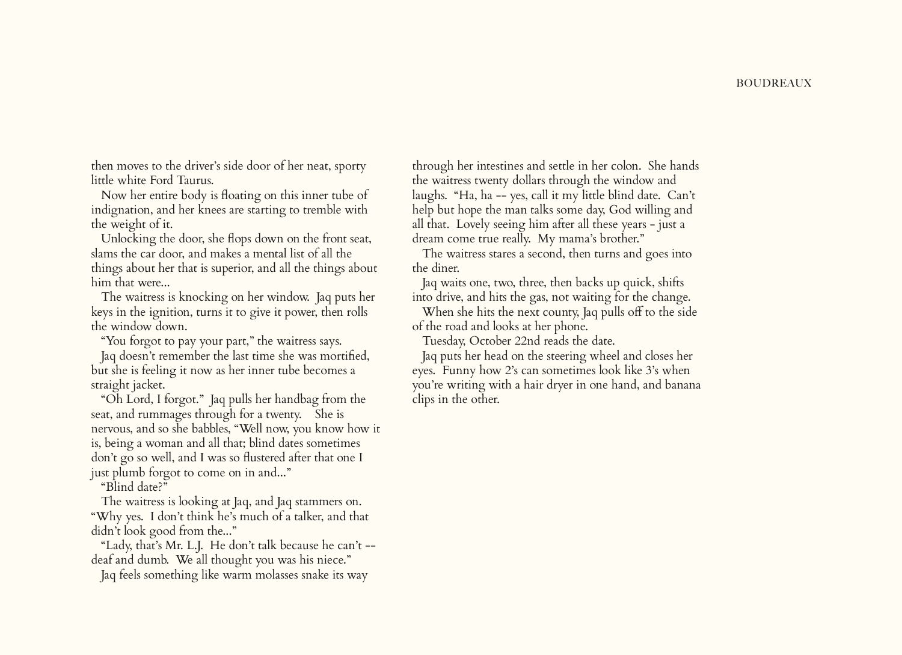then moves to the driver's side door of her neat, sporty little white Ford Taurus.

Now her entire body is floating on this inner tube of indignation, and her knees are starting to tremble with the weight of it.

Unlocking the door, she flops down on the front seat, slams the car door, and makes a mental list of all the things about her that is superior, and all the things about him that were...

The waitress is knocking on her window. Jaq puts her keys in the ignition, turns it to give it power, then rolls the window down.

"You forgot to pay your part," the waitress says.

Jaq doesn't remember the last time she was mortified, but she is feeling it now as her inner tube becomes a straight jacket.

"Oh Lord, I forgot." Jaq pulls her handbag from the seat, and rummages through for a twenty. She is nervous, and so she babbles, "Well now, you know how it is, being a woman and all that; blind dates sometimes don't go so well, and I was so flustered after that one I just plumb forgot to come on in and..."

"Blind date?"

The waitress is looking at Jaq, and Jaq stammers on. "Why yes. I don't think he's much of a talker, and that didn't look good from the..."

"Lady, that's Mr. L.J. He don't talk because he can't -- deaf and dumb. We all thought you was his niece."

Jaq feels something like warm molasses snake its way through her intestines and settle in her colon. She hands the waitress twenty dollars through the window and laughs. "Ha, ha -- yes, call it my little blind date. Can't help but hope the man talks some day, God willing and all that. Lovely seeing him after all these years - just a dream come true really. My mama's brother."

The waitress stares a second, then turns and goes into the diner.

Jaq waits one, two, three, then backs up quick, shifts into drive, and hits the gas, not waiting for the change.

When she hits the next county, Jaq pulls off to the side of the road and looks at her phone.

Tuesday, October 22nd reads the date.

Jaq puts her head on the steering wheel and closes her eyes. Funny how 2's can sometimes look like 3's when you're writing with a hair dryer in one hand, and banana clips in the other.